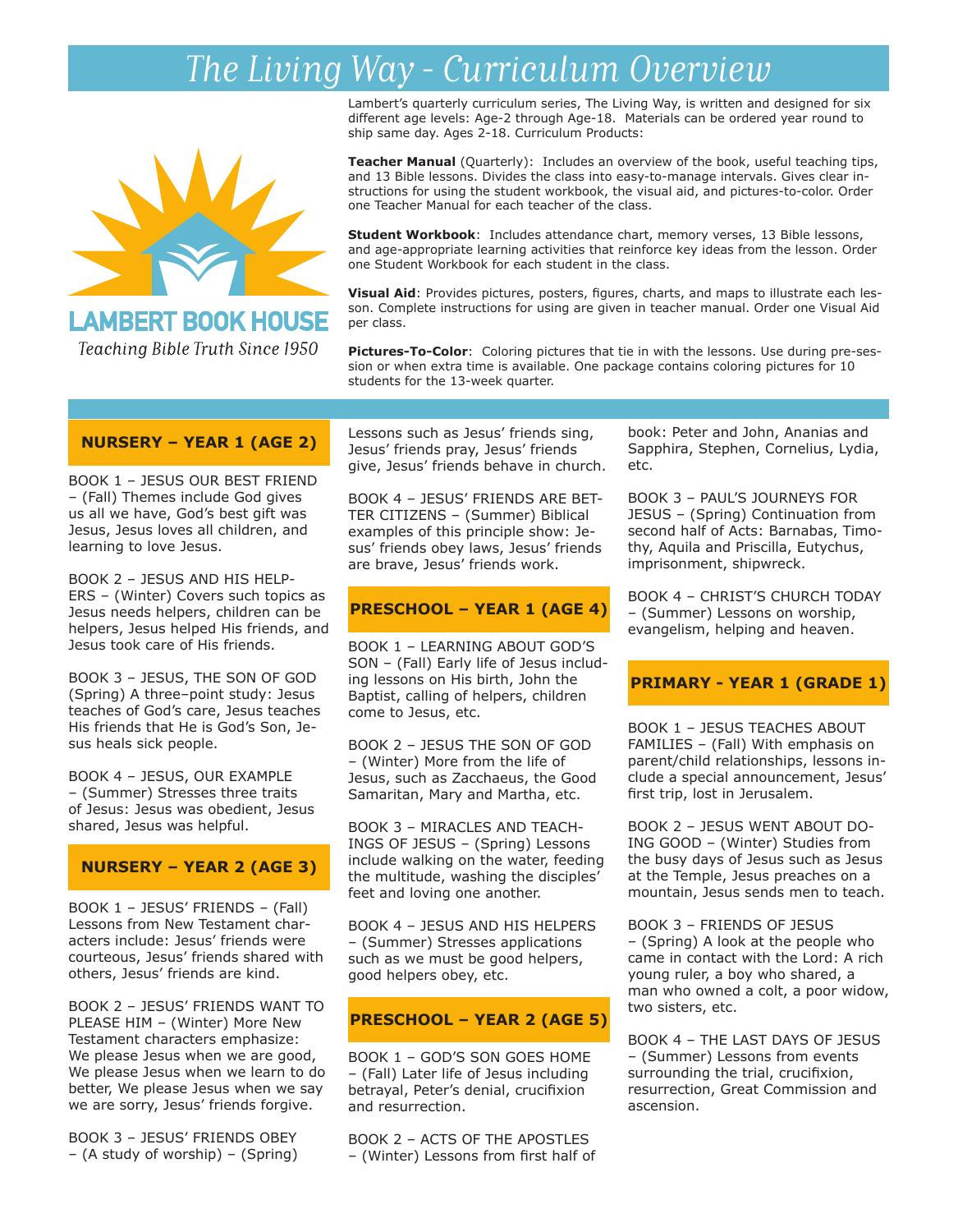# The Living Way - Curriculum Overview

LAMBERT BOOK HOUSE

*Teaching Bible Truth Since 1950*

Lambert's quarterly curriculum series, The Living Way, is written and designed for six different age levels: Age-2 through Age-18. Materials can be ordered year round to ship same day. Ages 2-18. Curriculum Products:

**Teacher Manual** (Quarterly): Includes an overview of the book, useful teaching tips, and 13 Bible lessons. Divides the class into easy-to-manage intervals. Gives clear instructions for using the student workbook, the visual aid, and pictures-to-color. Order one Teacher Manual for each teacher of the class.

**Student Workbook**: Includes attendance chart, memory verses, 13 Bible lessons, and age-appropriate learning activities that reinforce key ideas from the lesson. Order one Student Workbook for each student in the class.

**Visual Aid**: Provides pictures, posters, figures, charts, and maps to illustrate each lesson. Complete instructions for using are given in teacher manual. Order one Visual Aid per class.

**Pictures-To-Color**: Coloring pictures that tie in with the lessons. Use during pre-session or when extra time is available. One package contains coloring pictures for 10 students for the 13-week quarter.

## NURSERY – YEAR 1 (AGE 2)

BOOK 1 – JESUS OUR BEST FRIEND – (Fall) Themes include God gives us all we have, God's best gift was Jesus, Jesus loves all children, and learning to love Jesus.

BOOK 2 – JESUS AND HIS HELPERS – (Winter) Covers such topics as Jesus needs helpers, children can be helpers, Jesus helped His friends, and Jesus took care of His friends.

BOOK 3 – JESUS, THE SON OF GOD (Spring) A three–point study: Jesus teaches of God's care, Jesus teaches His friends that He is God's Son, Jesus heals sick people.

BOOK 4 – JESUS, OUR EXAMPLE – (Summer) Stresses three traits of Jesus: Jesus was obedient, Jesus shared, Jesus was helpful.

## NURSERY – YEAR 2 (AGE 3)

BOOK 1 – JESUS' FRIENDS – (Fall) Lessons from New Testament characters include: Jesus' friends were courteous, Jesus' friends shared with others, Jesus' friends are kind.

BOOK 2 – JESUS' FRIENDS WANT TO PLEASE HIM – (Winter) More New Testament characters emphasize: We please Jesus when we are good, We please Jesus when we learn to do better, We please Jesus when we say we are sorry, Jesus' friends forgive.

BOOK 3 – JESUS' FRIENDS OBEY – (A study of worship) – (Spring) Lessons such as Jesus' friends sing, Jesus' friends pray, Jesus' friends give, Jesus' friends behave in church.

BOOK 4 – JESUS' FRIENDS ARE BETTER CITIZENS – (Summer) Biblical examples of this principle show: Jesus' friends obey laws, Jesus' friends are brave, Jesus' friends work.

## PRESCHOOL – YEAR 1 (AGE 4)

BOOK 1 – LEARNING ABOUT GOD'S SON – (Fall) Early life of Jesus including lessons on His birth, John the Baptist, calling of helpers, children come to Jesus, etc.

BOOK 2 – JESUS THE SON OF GOD – (Winter) More from the life of Jesus, such as Zacchaeus, the Good Samaritan, Mary and Martha, etc.

BOOK 3 – MIRACLES AND TEACHINGS OF JESUS – (Spring) Lessons include walking on the water, feeding the multitude, washing the disciples' feet and loving one another.

BOOK 4 – JESUS AND HIS HELPERS – (Summer) Stresses applications such as we must be good helpers, good helpers obey, etc.

## PRESCHOOL – YEAR 2 (AGE 5)

BOOK 1 – GOD'S SON GOES HOME – (Fall) Later life of Jesus including betrayal, Peter's denial, crucifixion and resurrection.

BOOK 2 – ACTS OF THE APOSTLES – (Winter) Lessons from first half of book: Peter and John, Ananias and Sapphira, Stephen, Cornelius, Lydia, etc.

BOOK 3 – PAUL'S JOURNEYS FOR JESUS – (Spring) Continuation from second half of Acts: Barnabas, Timothy, Aquila and Priscilla, Eutychus, imprisonment, shipwreck.

BOOK 4 – CHRIST'S CHURCH TODAY – (Summer) Lessons on worship, evangelism, helping and heaven.

## PRIMARY - YEAR 1 (GRADE 1)

BOOK 1 – JESUS TEACHES ABOUT FAMILIES – (Fall) With emphasis on parent/child relationships, lessons include a special announcement, Jesus' first trip, lost in Jerusalem.

BOOK 2 – JESUS WENT ABOUT DOING GOOD – (Winter) Studies from the busy days of Jesus such as Jesus at the Temple, Jesus preaches on a mountain, Jesus sends men to teach.

BOOK 3 – FRIENDS OF JESUS – (Spring) A look at the people who came in contact with the Lord: A rich young ruler, a boy who shared, a man who owned a colt, a poor widow, two sisters, etc.

BOOK 4 – THE LAST DAYS OF JESUS – (Summer) Lessons from events surrounding the trial, crucifixion, resurrection, Great Commission and ascension.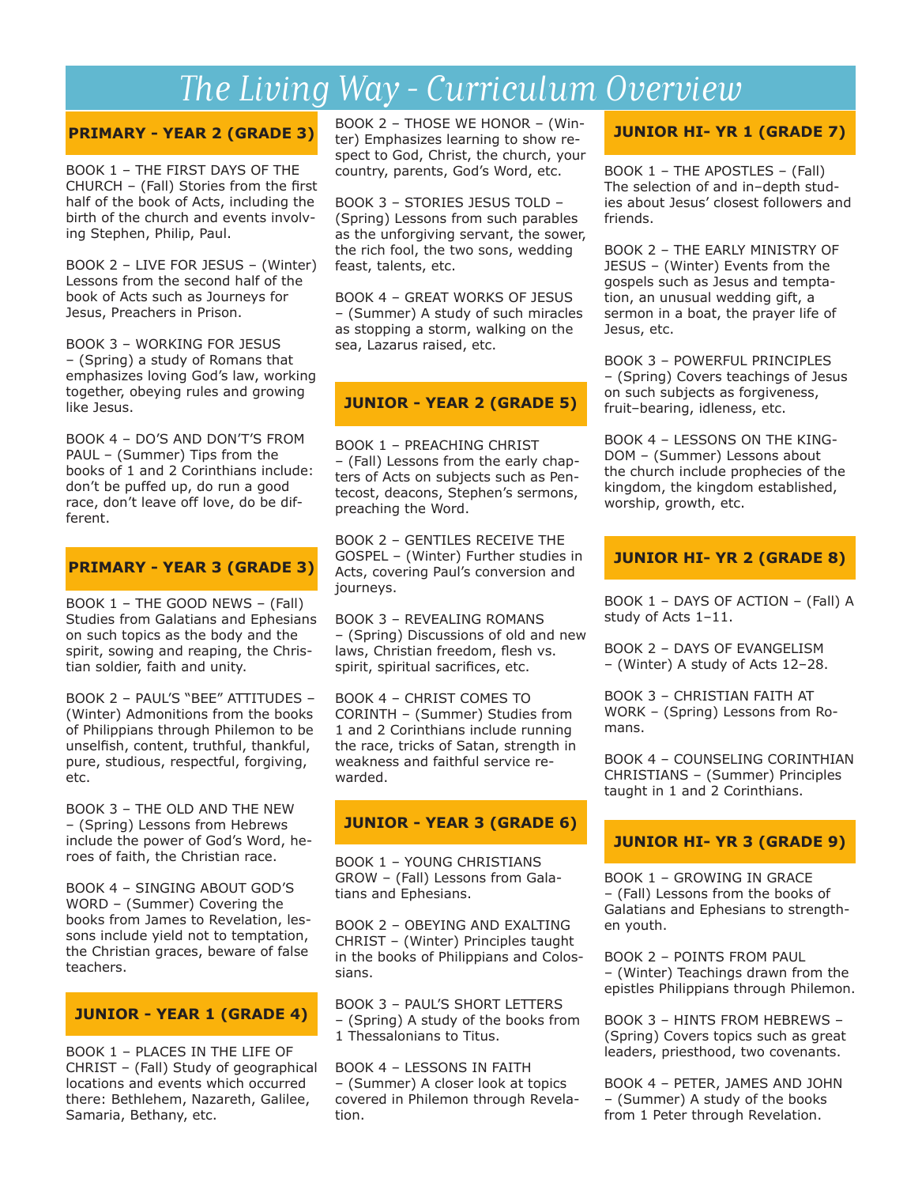# The Living Way - Curriculum Overview

## PRIMARY - YEAR 2 (GRADE 3)

BOOK 1 – THE FIRST DAYS OF THE CHURCH – (Fall) Stories from the first half of the book of Acts, including the birth of the church and events involving Stephen, Philip, Paul.

BOOK 2 – LIVE FOR JESUS – (Winter) Lessons from the second half of the book of Acts such as Journeys for Jesus, Preachers in Prison.

BOOK 3 – WORKING FOR JESUS – (Spring) a study of Romans that emphasizes loving God's law, working together, obeying rules and growing like Jesus.

BOOK 4 – DO'S AND DON'T'S FROM PAUL – (Summer) Tips from the books of 1 and 2 Corinthians include: don't be puffed up, do run a good race, don't leave off love, do be different.

## PRIMARY - YEAR 3 (GRADE 3)

BOOK 1 – THE GOOD NEWS – (Fall) Studies from Galatians and Ephesians on such topics as the body and the spirit, sowing and reaping, the Christian soldier, faith and unity.

BOOK 2 – PAUL'S "BEE" ATTITUDES – (Winter) Admonitions from the books of Philippians through Philemon to be unselfish, content, truthful, thankful, pure, studious, respectful, forgiving, etc.

BOOK 3 – THE OLD AND THE NEW – (Spring) Lessons from Hebrews include the power of God's Word, heroes of faith, the Christian race.

BOOK 4 – SINGING ABOUT GOD'S WORD – (Summer) Covering the books from James to Revelation, lessons include yield not to temptation, the Christian graces, beware of false teachers.

## JUNIOR - YEAR 1 (GRADE 4)

BOOK 1 – PLACES IN THE LIFE OF CHRIST – (Fall) Study of geographical locations and events which occurred there: Bethlehem, Nazareth, Galilee, Samaria, Bethany, etc.

BOOK 2 – THOSE WE HONOR – (Winter) Emphasizes learning to show respect to God, Christ, the church, your country, parents, God's Word, etc.

BOOK 3 – STORIES JESUS TOLD – (Spring) Lessons from such parables as the unforgiving servant, the sower, the rich fool, the two sons, wedding feast, talents, etc.

BOOK 4 – GREAT WORKS OF JESUS – (Summer) A study of such miracles as stopping a storm, walking on the sea, Lazarus raised, etc.

## JUNIOR - YEAR 2 (GRADE 5)

BOOK 1 – PREACHING CHRIST – (Fall) Lessons from the early chapters of Acts on subjects such as Pentecost, deacons, Stephen's sermons, preaching the Word.

BOOK 2 – GENTILES RECEIVE THE GOSPEL – (Winter) Further studies in Acts, covering Paul's conversion and journeys.

BOOK 3 – REVEALING ROMANS – (Spring) Discussions of old and new laws, Christian freedom, flesh vs. spirit, spiritual sacrifices, etc.

BOOK 4 – CHRIST COMES TO CORINTH – (Summer) Studies from 1 and 2 Corinthians include running the race, tricks of Satan, strength in weakness and faithful service rewarded.

## JUNIOR - YEAR 3 (GRADE 6)

BOOK 1 – YOUNG CHRISTIANS GROW – (Fall) Lessons from Galatians and Ephesians.

BOOK 2 – OBEYING AND EXALTING CHRIST – (Winter) Principles taught in the books of Philippians and Colossians.

BOOK 3 – PAUL'S SHORT LETTERS – (Spring) A study of the books from 1 Thessalonians to Titus.

BOOK 4 – LESSONS IN FAITH – (Summer) A closer look at topics covered in Philemon through Revelation.

## JUNIOR HI- YR 1 (GRADE 7)

BOOK 1 – THE APOSTLES – (Fall) The selection of and in–depth studies about Jesus' closest followers and friends.

BOOK 2 – THE EARLY MINISTRY OF JESUS – (Winter) Events from the gospels such as Jesus and temptation, an unusual wedding gift, a sermon in a boat, the prayer life of Jesus, etc.

BOOK 3 – POWERFUL PRINCIPLES – (Spring) Covers teachings of Jesus on such subjects as forgiveness, fruit–bearing, idleness, etc.

BOOK 4 – LESSONS ON THE KINGDOM – (Summer) Lessons about the church include prophecies of the kingdom, the kingdom established, worship, growth, etc.

## JUNIOR HI- YR 2 (GRADE 8)

BOOK 1 – DAYS OF ACTION – (Fall) A study of Acts 1–11.

BOOK 2 – DAYS OF EVANGELISM – (Winter) A study of Acts 12–28.

BOOK 3 – CHRISTIAN FAITH AT WORK – (Spring) Lessons from Romans.

BOOK 4 – COUNSELING CORINTHIAN CHRISTIANS – (Summer) Principles taught in 1 and 2 Corinthians.

## JUNIOR HI- YR 3 (GRADE 9)

BOOK 1 – GROWING IN GRACE – (Fall) Lessons from the books of Galatians and Ephesians to strengthen youth.

BOOK 2 – POINTS FROM PAUL – (Winter) Teachings drawn from the epistles Philippians through Philemon.

BOOK 3 – HINTS FROM HEBREWS – (Spring) Covers topics such as great leaders, priesthood, two covenants.

BOOK 4 – PETER, JAMES AND JOHN – (Summer) A study of the books from 1 Peter through Revelation.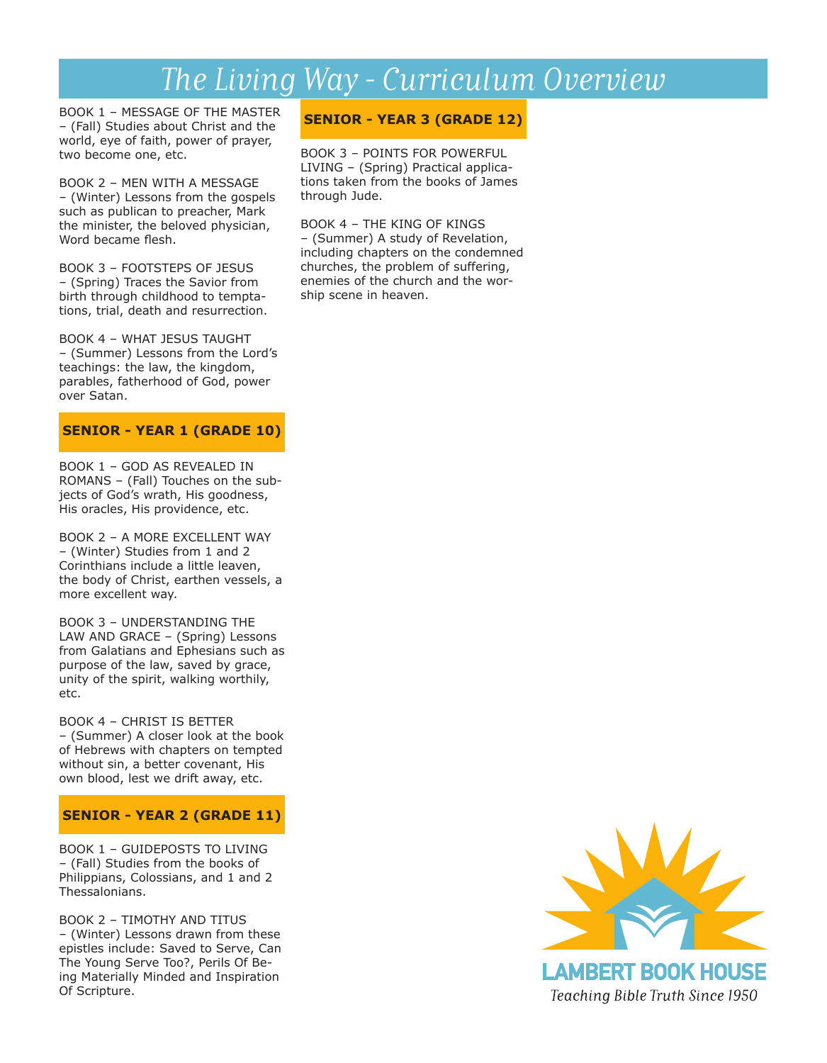# The Living Way - Curriculum Overview

BOOK 1 – MESSAGE OF THE MASTER – (Fall) Studies about Christ and the world, eye of faith, power of prayer, two become one, etc.

BOOK 2 – MEN WITH A MESSAGE – (Winter) Lessons from the gospels such as publican to preacher, Mark the minister, the beloved physician, Word became flesh.

BOOK 3 – FOOTSTEPS OF JESUS – (Spring) Traces the Savior from birth through childhood to temptations, trial, death and resurrection.

BOOK 4 – WHAT JESUS TAUGHT – (Summer) Lessons from the Lord's teachings: the law, the kingdom, parables, fatherhood of God, power over Satan.

## SENIOR - YEAR 1 (GRADE 10)

BOOK 1 – GOD AS REVEALED IN ROMANS – (Fall) Touches on the subjects of God's wrath, His goodness, His oracles, His providence, etc.

BOOK 2 – A MORE EXCELLENT WAY – (Winter) Studies from 1 and 2 Corinthians include a little leaven, the body of Christ, earthen vessels, a more excellent way.

BOOK 3 – UNDERSTANDING THE LAW AND GRACE – (Spring) Lessons from Galatians and Ephesians such as purpose of the law, saved by grace, unity of the spirit, walking worthily, etc.

BOOK 4 – CHRIST IS BETTER – (Summer) A closer look at the book of Hebrews with chapters on tempted without sin, a better covenant, His own blood, lest we drift away, etc.

## SENIOR - YEAR 2 (GRADE 11)

BOOK 1 – GUIDEPOSTS TO LIVING – (Fall) Studies from the books of Philippians, Colossians, and 1 and 2 Thessalonians.

BOOK 2 – TIMOTHY AND TITUS – (Winter) Lessons drawn from these epistles include: Saved to Serve, Can The Young Serve Too?, Perils Of Being Materially Minded and Inspiration Of Scripture.

## SENIOR - YEAR 3 (GRADE 12)

BOOK 3 – POINTS FOR POWERFUL LIVING – (Spring) Practical applications taken from the books of James through Jude.

BOOK 4 – THE KING OF KINGS – (Summer) A study of Revelation, including chapters on the condemned churches, the problem of suffering, enemies of the church and the worship scene in heaven.

LAMBERT BOOK HOUSE

*Teaching Bible Truth Since 1950*